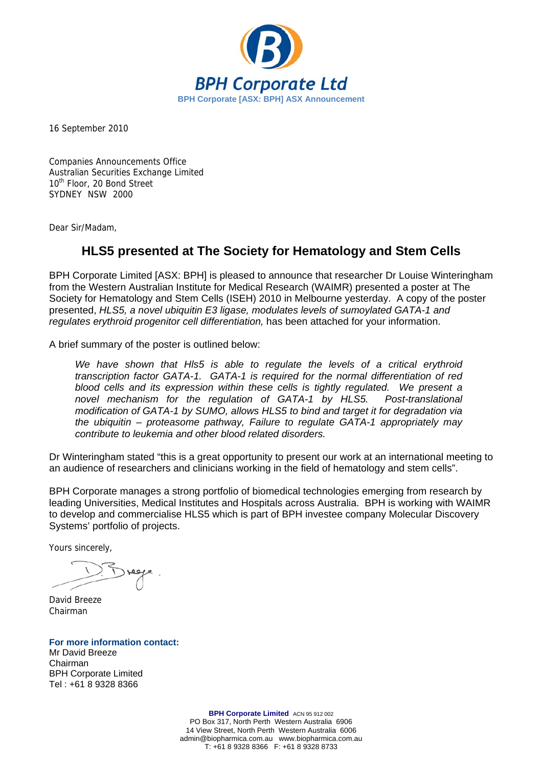**BPH Corporate Ltd**

**BPH Corporate [ASX: BPH] ASX Announcement**

16 September 2010

Companies Announcements Office
Australian Securities Exchange Limited
10th Floor, 20 Bond Street
SYDNEY NSW 2000

Dear Sir/Madam,

## HLS5 presented at The Society for Hematology and Stem Cells

BPH Corporate Limited [ASX: BPH] is pleased to announce that researcher Dr Louise Winteringham from the Western Australian Institute for Medical Research (WAIMR) presented a poster at The Society for Hematology and Stem Cells (ISEH) 2010 in Melbourne yesterday. A copy of the poster presented, *HLS5, a novel ubiquitin E3 ligase, modulates levels of sumoylated GATA-1 and regulates erythroid progenitor cell differentiation,* has been attached for your information.

A brief summary of the poster is outlined below:

> *We have shown that Hls5 is able to regulate the levels of a critical erythroid transcription factor GATA-1. GATA-1 is required for the normal differentiation of red blood cells and its expression within these cells is tightly regulated. We present a novel mechanism for the regulation of GATA-1 by HLS5. Post-translational modification of GATA-1 by SUMO, allows HLS5 to bind and target it for degradation via the ubiquitin – proteasome pathway, Failure to regulate GATA-1 appropriately may contribute to leukemia and other blood related disorders.*

Dr Winteringham stated "this is a great opportunity to present our work at an international meeting to an audience of researchers and clinicians working in the field of hematology and stem cells".

BPH Corporate manages a strong portfolio of biomedical technologies emerging from research by leading Universities, Medical Institutes and Hospitals across Australia. BPH is working with WAIMR to develop and commercialise HLS5 which is part of BPH investee company Molecular Discovery Systems' portfolio of projects.

Yours sincerely,

David Breeze
Chairman

**For more information contact:**
Mr David Breeze
Chairman
BPH Corporate Limited
Tel : +61 8 9328 8366

**BPH Corporate Limited** ACN 95 912 002
PO Box 317, North Perth Western Australia 6906
14 View Street, North Perth Western Australia 6006
admin@biopharmica.com.au www.biopharmica.com.au
T: +61 8 9328 8366 F: +61 8 9328 8733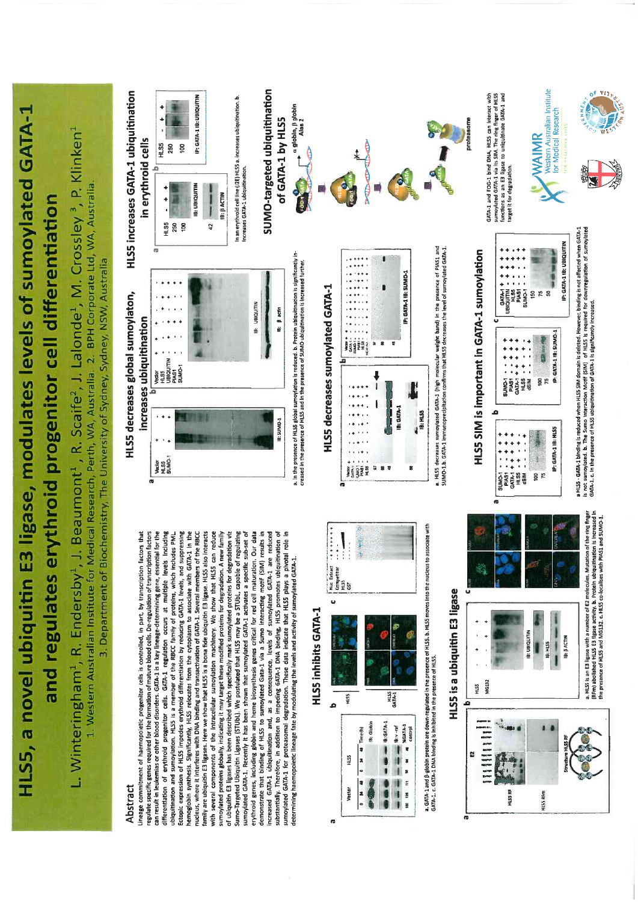# HLS5, a novel ubiquitin E3 ligase, modulates levels of sumoylated GATA-1 and regulates erythroid progenitor cell differentiation

L. Winteringham[1], R. Endersby[1], J. Beaumont[1], R. Scaife[2], J. Lalonde[1], M. Crossley[3], P. Klinken[1]

1. Western Australian Institute for Medical Research, Perth, WA, Australia. 2. BPH Corporate Ltd, WA, Australia. 3. Department of Biochemistry, The University of Sydney, Sydney, NSW, Australia

## Abstract

Lineage commitment of haemopoietic progenitor cells is controlled, in part, by transcription factors that regulate specific genes required for the formation of mature blood cells. De-regulation of transcription factors can result in leukemias or other blood disorders. GATA-1 is a key lineage-determining gene, essential for the differentiation of erythroid progenitor cells. GATA-1 regulation occurs at multiple levels including ubiquitination and sumoylation. HLS5 is a member of the RBCC family of proteins, which includes PML. Ectopic expression of HLS5 impedes erythroid differentiation by reducing GATA-1 levels, and suppressing hemoglobin synthesis. Significantly, HLS5 relocates from the cytoplasm to associate with GATA-1 in the nucleus, where it interferes with DNA binding and transactivation of GATA-1. Several members of the RBCC family are ubiquitin E3 ligases. Here we show that HLS5 is a bona fide ubiquitin E3 ligase. HLS5 also interacts with several components of the intracellular sumoylation machinery. We show that HLS5 can reduce sumoylated proteins globally, indicating it may target these modified proteins for degradation. A new family of ubiquitin E3 ligases has been described which specifically mark sumoylated proteins for degradation viz Sumo-Targeted Ubiquitin Ligases (STUbL). We postulated that HLS5 may be a STUbL, capable of regulating sumoylated GATA-1. Recently it has been shown that sumoylated GATA-1 activates a specific sub-set of erythroid genes, including globin and heme biosynthesis genes critical for red cell maturation. Our data demonstrate that binding of HLS5 to sumoylated Gata-1 via a Sumo interacting motif (SIM) results in increased GATA-1 ubiquitination and, as a consequence, levels of sumoylated GATA-1 are reduced substantially. Therefore, in addition to impeding GATA-1 DNA binding, HLS5 promotes ubiquitination of sumoylated GATA-1 for proteasomal degradation. These data indicate that HLS5 plays a pivotal role in determining haemopoietic lineage fate by modulating the levels and activity of sumoylated GATA-1.

## HLS5 inhibits GATA-1

a. GATA-1 and β-globin protein are down-regulated in the presence of HLS5. b. HLS5 moves into the nucleus to associate with GATA-1. c. GATA-1 DNA binding is inhibited in the presence of HLS5.

## HLS5 is a ubiquitin E3 ligase

a. HLS5 is an E3 ligase with a number of E2 molecules. Mutation of the ring finger (RFm) abolished HLS5 E3 ligase activity. b. Protein ubiquitination is increased in the presence of HLS5 and MG132. c. HLS5 co-localises with PIAS1 and SUMO-1.

## HLS5 decreases global sumoylaton, increases ubiquitination

a. In the presence of HLS5 global sumoylation is reduced. b. Protein ubiquitination is significantly increased in the presence of HLS5 and in the presence of SUMO ubiquitination is increased further.

## HLS5 increases GATA-1 ubiquitination in erythroid cells

In an erythroid cell line (J2E) HLS5 a. increases ubiquitination. b. increases GATA-1 ubiquitination.

## HLS5 decreases sumoylated GATA-1

a. HLS5 decreases sumoylated GATA-1 (high molecular weight band) in the presence of PIAS1 and SUMO-1. b. GATA-1 immunoprecipitation confirms that HLS5 decreases the level of sumoylated GATA-1.

## SUMO-targeted ubiquitination of GATA-1 by HLS5

GATA-1 and FOG-1 bind DNA. HLS5 can interact with sumoylated GATA-1 via its SIM. The ring finger of HLS5 functions as an E3 ligase to ubiquitinate GATA-1 and target it for degradation.

## HLS5 SIM is important in GATA-1 sumoylation

a. HLS5 - GATA-1 binding is reduced when HLS5 SIM domain is deleted. However, binding is not affected when GATA-1 is not sumoylated. b. The Sumo Interaction Motif (SIM) of HLS5 is required for downregulation of sumoylated GATA-1. c. In the presence of HLS5 ubiquitination of GATA-1 is significantly increased.

WAIMR Western Australian Institute for Medical Research